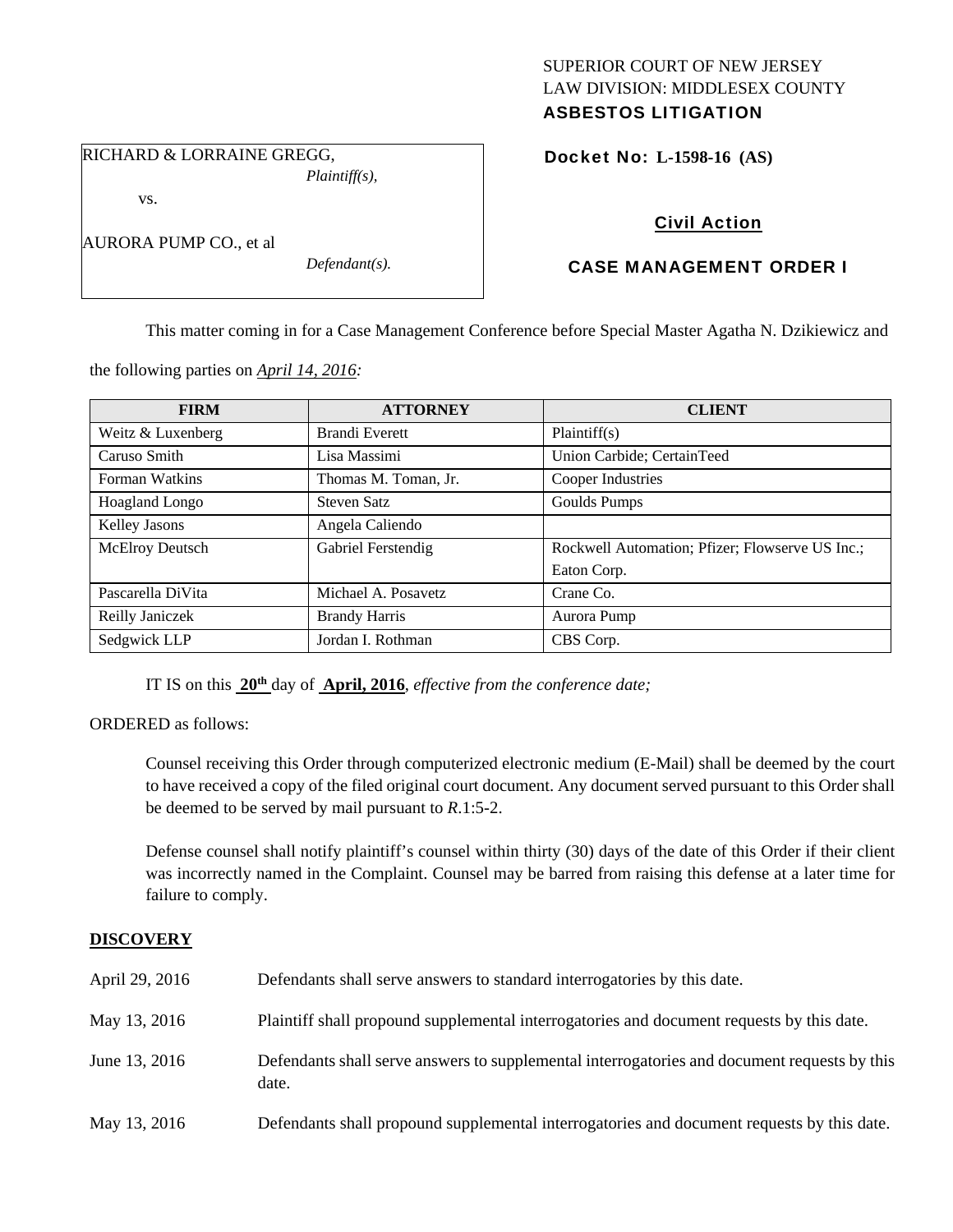SUPERIOR COURT OF NEW JERSEY
LAW DIVISION: MIDDLESEX COUNTY
**ASBESTOS LITIGATION**

RICHARD & LORRAINE GREGG,
*Plaintiff(s),*

vs.

AURORA PUMP CO., et al
*Defendant(s).*

**Docket No: L-1598-16 (AS)**

**Civil Action**

**CASE MANAGEMENT ORDER I**

This matter coming in for a Case Management Conference before Special Master Agatha N. Dzikiewicz and the following parties on *April 14, 2016:*

| FIRM | ATTORNEY | CLIENT |
|---|---|---|
| Weitz & Luxenberg | Brandi Everett | Plaintiff(s) |
| Caruso Smith | Lisa Massimi | Union Carbide; CertainTeed |
| Forman Watkins | Thomas M. Toman, Jr. | Cooper Industries |
| Hoagland Longo | Steven Satz | Goulds Pumps |
| Kelley Jasons | Angela Caliendo | |
| McElroy Deutsch | Gabriel Ferstendig | Rockwell Automation; Pfizer; Flowserve US Inc.; Eaton Corp. |
| Pascarella DiVita | Michael A. Posavetz | Crane Co. |
| Reilly Janiczek | Brandy Harris | Aurora Pump |
| Sedgwick LLP | Jordan I. Rothman | CBS Corp. |

IT IS on this **20th** day of **April, 2016**, *effective from the conference date;*

ORDERED as follows:

Counsel receiving this Order through computerized electronic medium (E-Mail) shall be deemed by the court to have received a copy of the filed original court document. Any document served pursuant to this Order shall be deemed to be served by mail pursuant to *R*.1:5-2.

Defense counsel shall notify plaintiff's counsel within thirty (30) days of the date of this Order if their client was incorrectly named in the Complaint. Counsel may be barred from raising this defense at a later time for failure to comply.

## DISCOVERY

| | |
|---|---|
| April 29, 2016 | Defendants shall serve answers to standard interrogatories by this date. |
| May 13, 2016 | Plaintiff shall propound supplemental interrogatories and document requests by this date. |
| June 13, 2016 | Defendants shall serve answers to supplemental interrogatories and document requests by this date. |
| May 13, 2016 | Defendants shall propound supplemental interrogatories and document requests by this date. |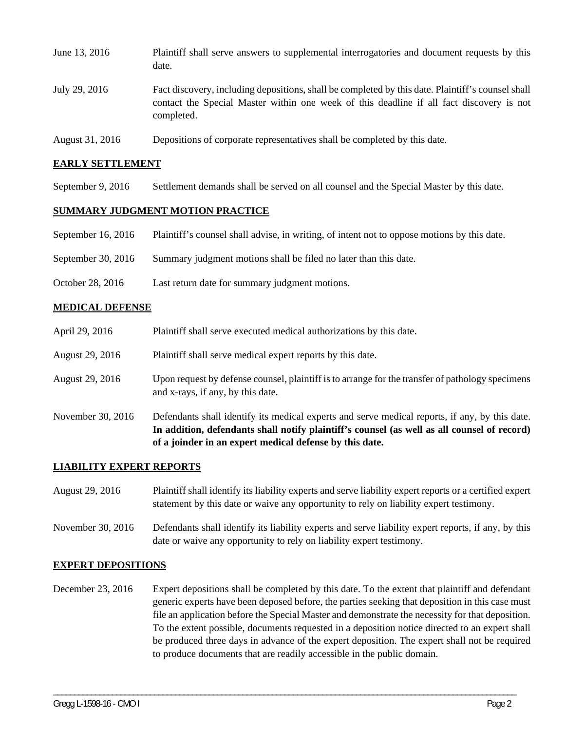| | |
|---|---|
| June 13, 2016 | Plaintiff shall serve answers to supplemental interrogatories and document requests by this date. |
| July 29, 2016 | Fact discovery, including depositions, shall be completed by this date. Plaintiff's counsel shall contact the Special Master within one week of this deadline if all fact discovery is not completed. |
| August 31, 2016 | Depositions of corporate representatives shall be completed by this date. |

## EARLY SETTLEMENT

| | |
|---|---|
| September 9, 2016 | Settlement demands shall be served on all counsel and the Special Master by this date. |

## SUMMARY JUDGMENT MOTION PRACTICE

| | |
|---|---|
| September 16, 2016 | Plaintiff's counsel shall advise, in writing, of intent not to oppose motions by this date. |
| September 30, 2016 | Summary judgment motions shall be filed no later than this date. |
| October 28, 2016 | Last return date for summary judgment motions. |

## MEDICAL DEFENSE

| | |
|---|---|
| April 29, 2016 | Plaintiff shall serve executed medical authorizations by this date. |
| August 29, 2016 | Plaintiff shall serve medical expert reports by this date. |
| August 29, 2016 | Upon request by defense counsel, plaintiff is to arrange for the transfer of pathology specimens and x-rays, if any, by this date. |
| November 30, 2016 | Defendants shall identify its medical experts and serve medical reports, if any, by this date. **In addition, defendants shall notify plaintiff's counsel (as well as all counsel of record) of a joinder in an expert medical defense by this date.** |

## LIABILITY EXPERT REPORTS

| | |
|---|---|
| August 29, 2016 | Plaintiff shall identify its liability experts and serve liability expert reports or a certified expert statement by this date or waive any opportunity to rely on liability expert testimony. |
| November 30, 2016 | Defendants shall identify its liability experts and serve liability expert reports, if any, by this date or waive any opportunity to rely on liability expert testimony. |

## EXPERT DEPOSITIONS

| | |
|---|---|
| December 23, 2016 | Expert depositions shall be completed by this date. To the extent that plaintiff and defendant generic experts have been deposed before, the parties seeking that deposition in this case must file an application before the Special Master and demonstrate the necessity for that deposition. To the extent possible, documents requested in a deposition notice directed to an expert shall be produced three days in advance of the expert deposition. The expert shall not be required to produce documents that are readily accessible in the public domain. |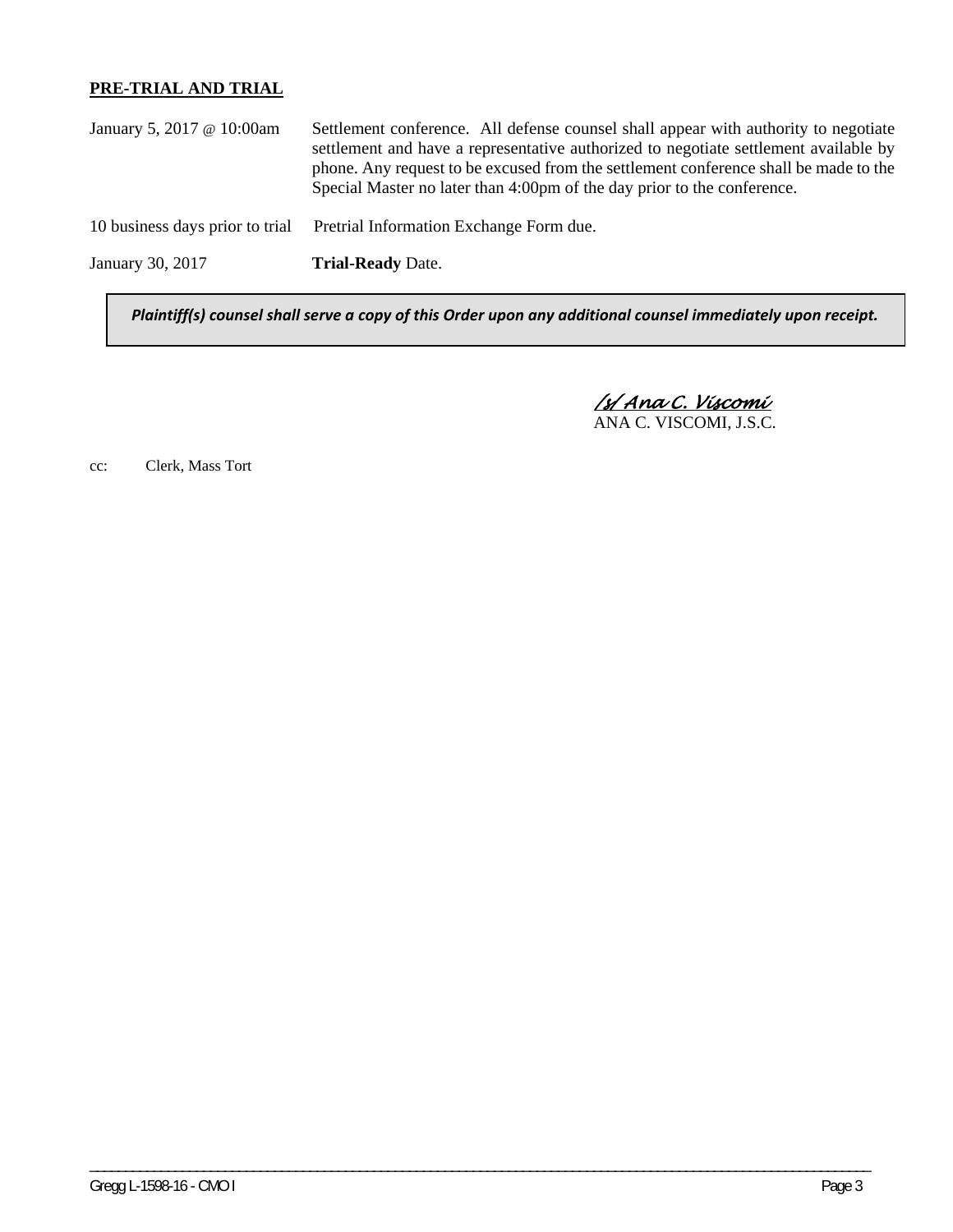## PRE-TRIAL AND TRIAL

| | |
|---|---|
| January 5, 2017 @ 10:00am | Settlement conference. All defense counsel shall appear with authority to negotiate settlement and have a representative authorized to negotiate settlement available by phone. Any request to be excused from the settlement conference shall be made to the Special Master no later than 4:00pm of the day prior to the conference. |
| 10 business days prior to trial | Pretrial Information Exchange Form due. |
| January 30, 2017 | **Trial-Ready** Date. |

***Plaintiff(s) counsel shall serve a copy of this Order upon any additional counsel immediately upon receipt.***

*/s/ Ana C. Viscomi*
ANA C. VISCOMI, J.S.C.

cc: Clerk, Mass Tort